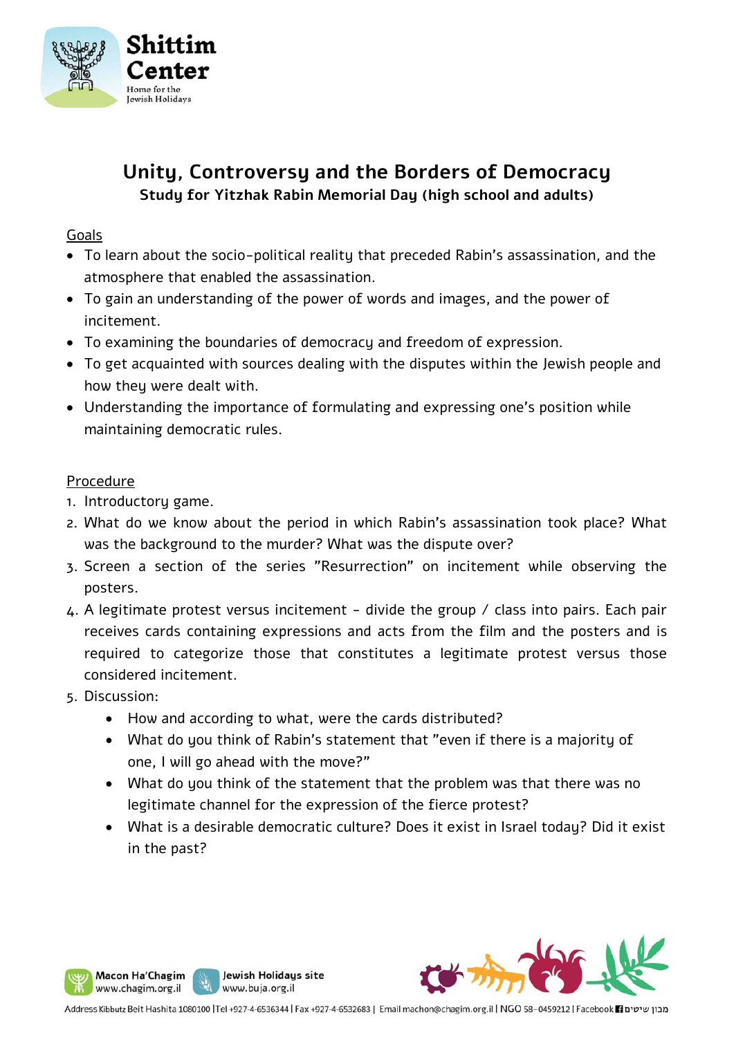# Unity, Controversy and the Borders of Democracy

**Study for Yitzhak Rabin Memorial Day (high school and adults)**

## Goals

- To learn about the socio-political reality that preceded Rabin's assassination, and the atmosphere that enabled the assassination.
- To gain an understanding of the power of words and images, and the power of incitement.
- To examining the boundaries of democracy and freedom of expression.
- To get acquainted with sources dealing with the disputes within the Jewish people and how they were dealt with.
- Understanding the importance of formulating and expressing one's position while maintaining democratic rules.

## Procedure

1. Introductory game.
2. What do we know about the period in which Rabin's assassination took place? What was the background to the murder? What was the dispute over?
3. Screen a section of the series "Resurrection" on incitement while observing the posters.
4. A legitimate protest versus incitement - divide the group / class into pairs. Each pair receives cards containing expressions and acts from the film and the posters and is required to categorize those that constitutes a legitimate protest versus those considered incitement.
5. Discussion:
   - How and according to what, were the cards distributed?
   - What do you think of Rabin's statement that "even if there is a majority of one, I will go ahead with the move?"
   - What do you think of the statement that the problem was that there was no legitimate channel for the expression of the fierce protest?
   - What is a desirable democratic culture? Does it exist in Israel today? Did it exist in the past?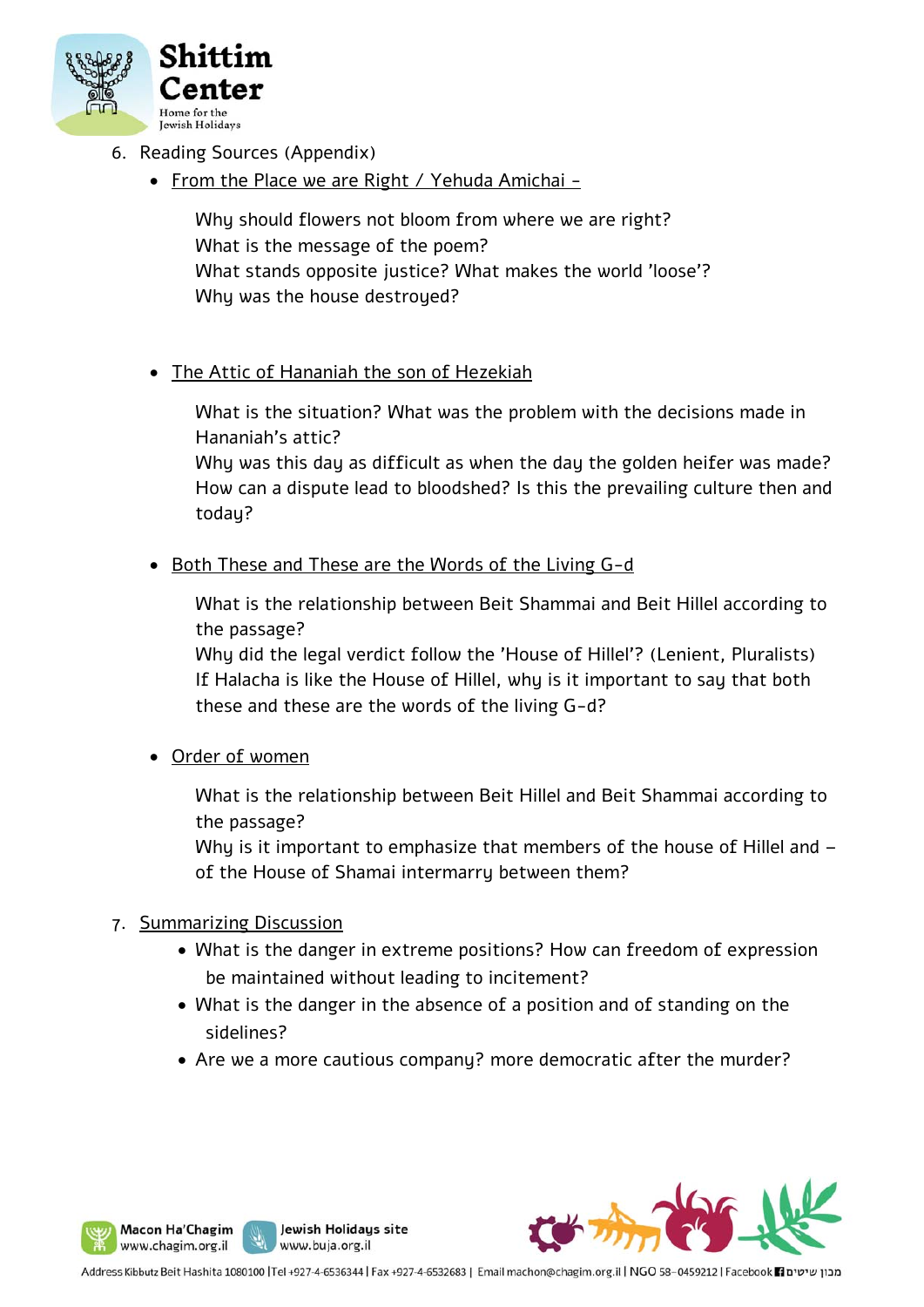6. Reading Sources (Appendix)
    - From the Place we are Right / Yehuda Amichai –

      Why should flowers not bloom from where we are right?
      What is the message of the poem?
      What stands opposite justice? What makes the world 'loose'?
      Why was the house destroyed?

    - The Attic of Hananiah the son of Hezekiah

      What is the situation? What was the problem with the decisions made in Hananiah's attic?
      Why was this day as difficult as when the day the golden heifer was made?
      How can a dispute lead to bloodshed? Is this the prevailing culture then and today?

    - Both These and These are the Words of the Living G-d

      What is the relationship between Beit Shammai and Beit Hillel according to the passage?
      Why did the legal verdict follow the 'House of Hillel'? (Lenient, Pluralists)
      If Halacha is like the House of Hillel, why is it important to say that both these and these are the words of the living G-d?

    - Order of women

      What is the relationship between Beit Hillel and Beit Shammai according to the passage?
      Why is it important to emphasize that members of the house of Hillel and – of the House of Shamai intermarry between them?

7. Summarizing Discussion
    - What is the danger in extreme positions? How can freedom of expression be maintained without leading to incitement?
    - What is the danger in the absence of a position and of standing on the sidelines?
    - Are we a more cautious company? more democratic after the murder?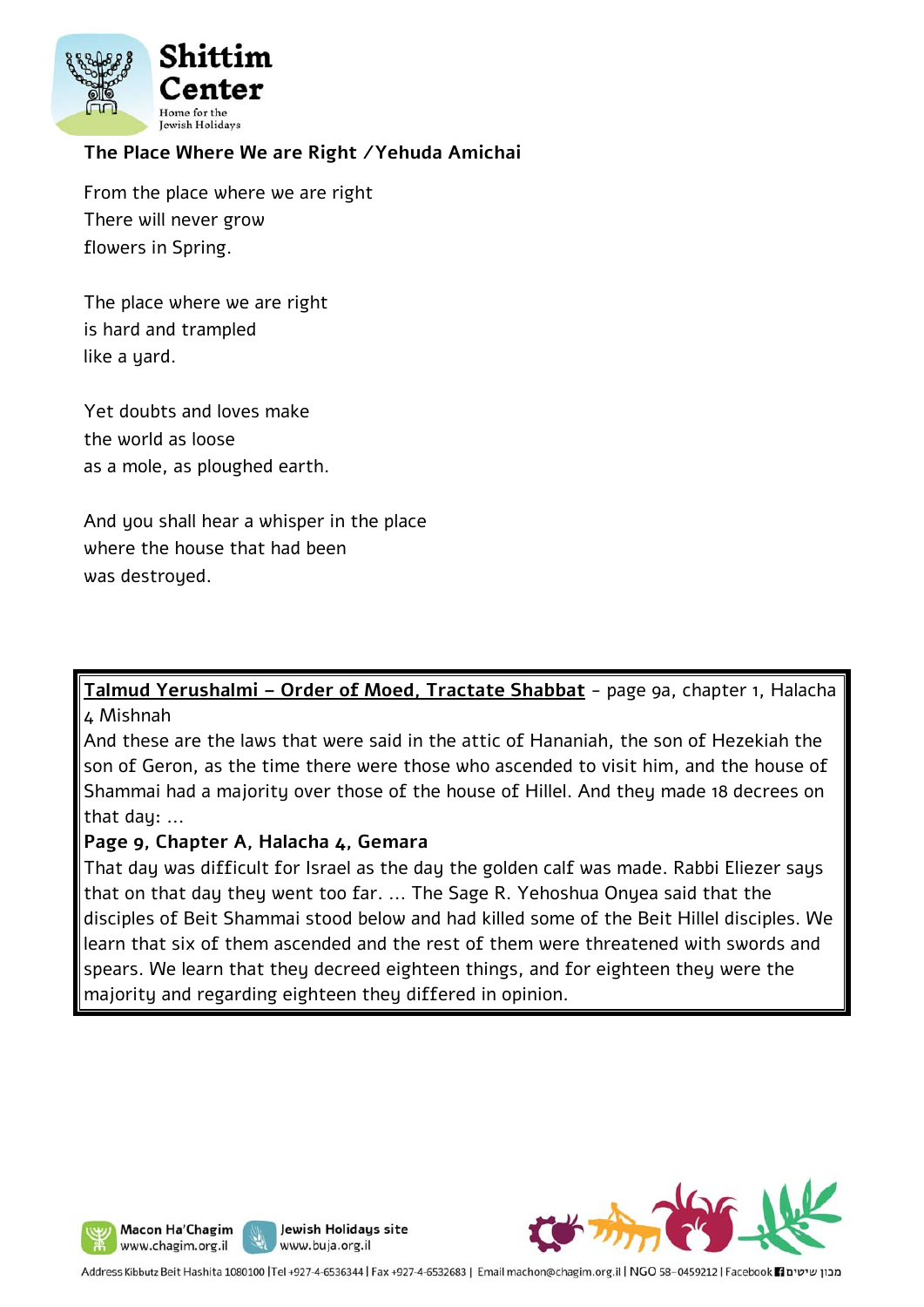**The Place Where We are Right / Yehuda Amichai**

From the place where we are right
There will never grow
flowers in Spring.

The place where we are right
is hard and trampled
like a yard.

Yet doubts and loves make
the world as loose
as a mole, as ploughed earth.

And you shall hear a whisper in the place
where the house that had been
was destroyed.

**Talmud Yerushalmi – Order of Moed, Tractate Shabbat** - page 9a, chapter 1, Halacha 4 Mishnah

And these are the laws that were said in the attic of Hananiah, the son of Hezekiah the son of Geron, as the time there were those who ascended to visit him, and the house of Shammai had a majority over those of the house of Hillel. And they made 18 decrees on that day: …

**Page 9, Chapter A, Halacha 4, Gemara**

That day was difficult for Israel as the day the golden calf was made. Rabbi Eliezer says that on that day they went too far. … The Sage R. Yehoshua Onyea said that the disciples of Beit Shammai stood below and had killed some of the Beit Hillel disciples. We learn that six of them ascended and the rest of them were threatened with swords and spears. We learn that they decreed eighteen things, and for eighteen they were the majority and regarding eighteen they differed in opinion.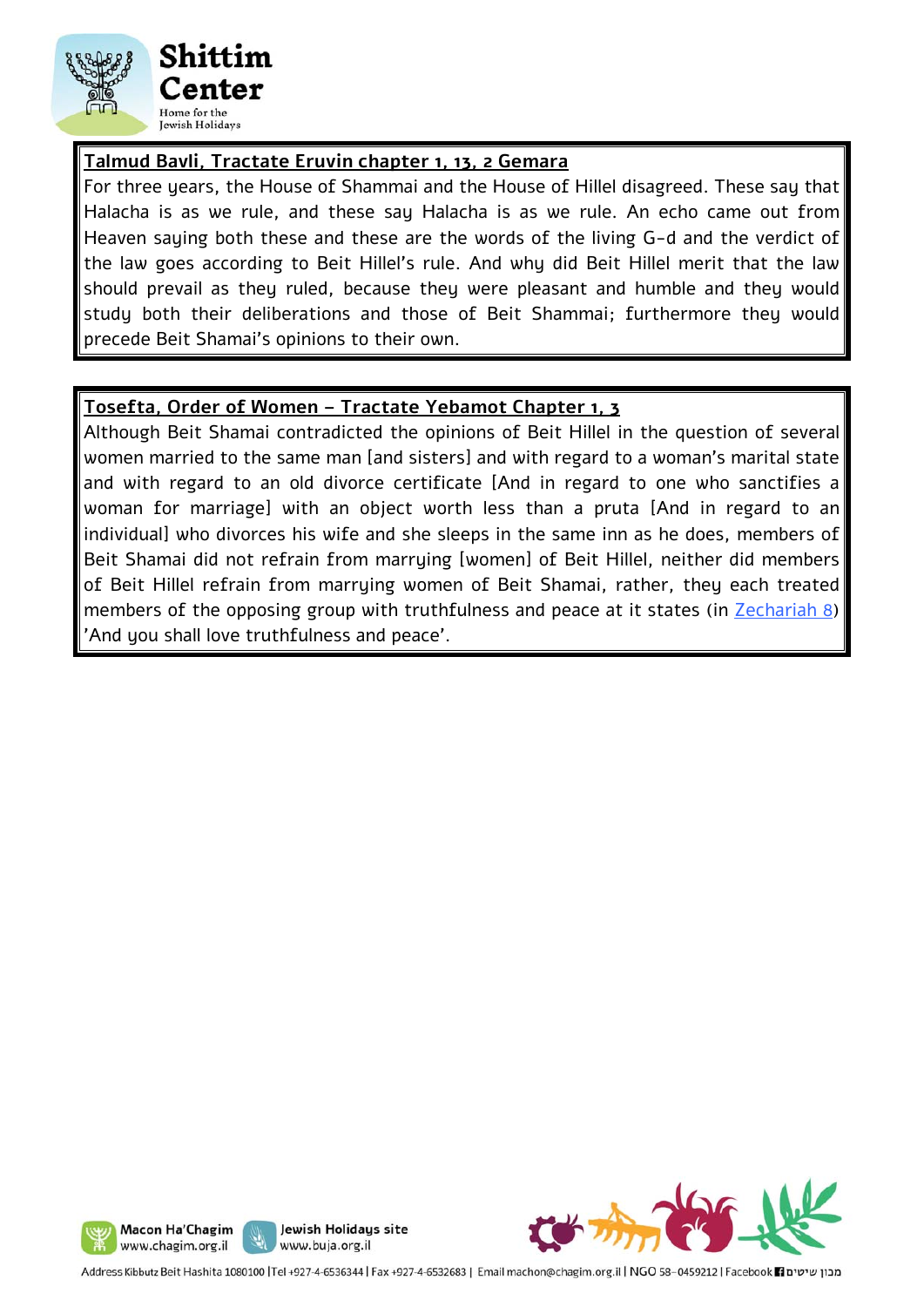**Talmud Bavli, Tractate Eruvin chapter 1, 13, 2 Gemara**

For three years, the House of Shammai and the House of Hillel disagreed. These say that Halacha is as we rule, and these say Halacha is as we rule. An echo came out from Heaven saying both these and these are the words of the living G-d and the verdict of the law goes according to Beit Hillel's rule. And why did Beit Hillel merit that the law should prevail as they ruled, because they were pleasant and humble and they would study both their deliberations and those of Beit Shammai; furthermore they would precede Beit Shamai's opinions to their own.

**Tosefta, Order of Women – Tractate Yebamot Chapter 1, 3**

Although Beit Shamai contradicted the opinions of Beit Hillel in the question of several women married to the same man [and sisters] and with regard to a woman's marital state and with regard to an old divorce certificate [And in regard to one who sanctifies a woman for marriage] with an object worth less than a pruta [And in regard to an individual] who divorces his wife and she sleeps in the same inn as he does, members of Beit Shamai did not refrain from marrying [women] of Beit Hillel, neither did members of Beit Hillel refrain from marrying women of Beit Shamai, rather, they each treated members of the opposing group with truthfulness and peace at it states (in Zechariah 8) 'And you shall love truthfulness and peace'.